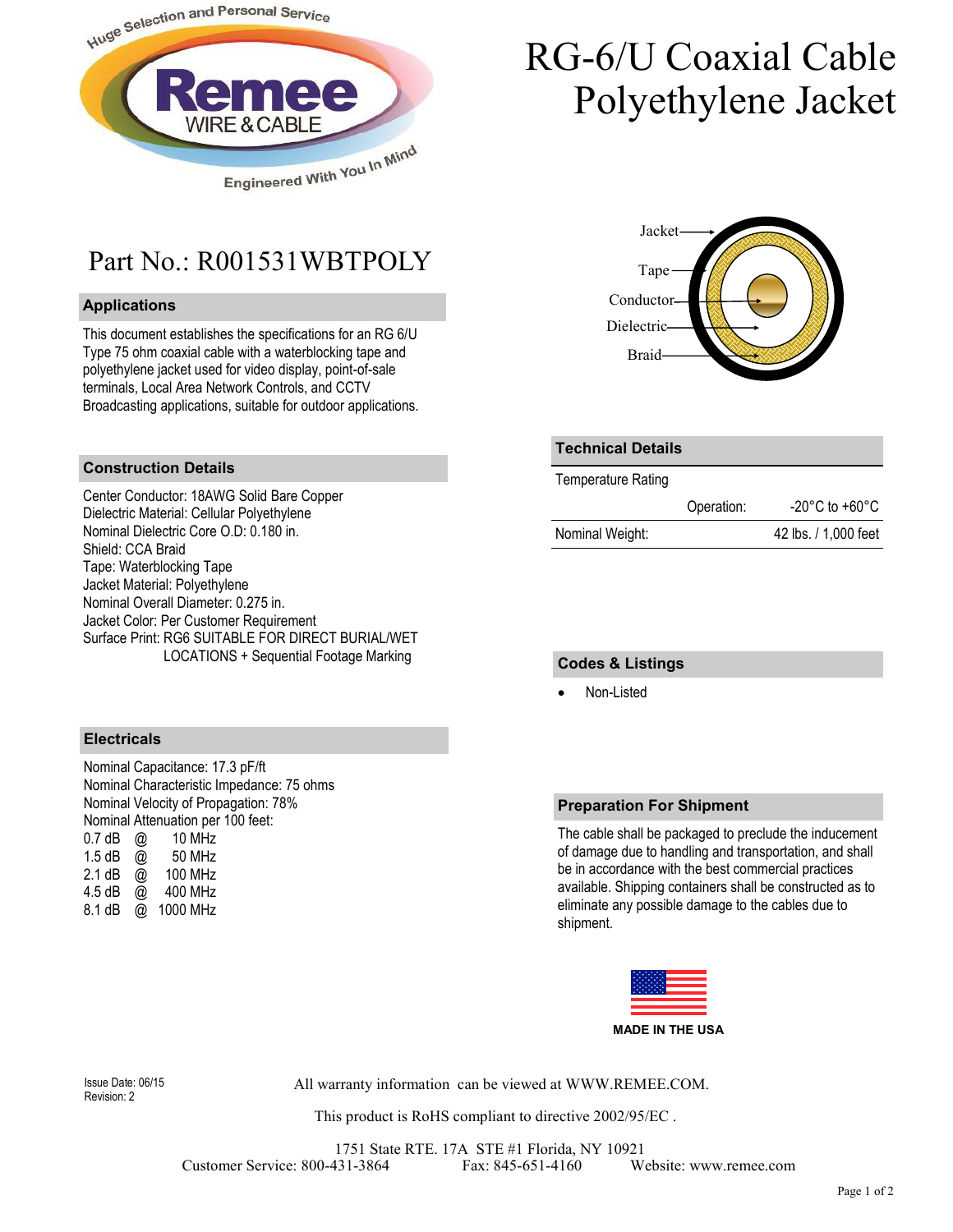# RG-6/U Coaxial Cable Polyethylene Jacket

## Part No.: R001531WBTPOLY

### Applications

This document establishes the specifications for an RG 6/U Type 75 ohm coaxial cable with a waterblocking tape and polyethylene jacket used for video display, point-of-sale terminals, Local Area Network Controls, and CCTV Broadcasting applications, suitable for outdoor applications.

Jacket
Tape
Conductor
Dielectric
Braid

### Technical Details

| Temperature Rating | | |
|---|---|---|
| | Operation: | -20°C to +60°C |
| Nominal Weight: | | 42 lbs. / 1,000 feet |

### Construction Details

Center Conductor: 18AWG Solid Bare Copper
Dielectric Material: Cellular Polyethylene
Nominal Dielectric Core O.D: 0.180 in.
Shield: CCA Braid
Tape: Waterblocking Tape
Jacket Material: Polyethylene
Nominal Overall Diameter: 0.275 in.
Jacket Color: Per Customer Requirement
Surface Print: RG6 SUITABLE FOR DIRECT BURIAL/WET LOCATIONS + Sequential Footage Marking

### Codes & Listings

- Non-Listed

### Electricals

Nominal Capacitance: 17.3 pF/ft
Nominal Characteristic Impedance: 75 ohms
Nominal Velocity of Propagation: 78%
Nominal Attenuation per 100 feet:

| | | |
|---|---|---|
| 0.7 dB | @ | 10 MHz |
| 1.5 dB | @ | 50 MHz |
| 2.1 dB | @ | 100 MHz |
| 4.5 dB | @ | 400 MHz |
| 8.1 dB | @ | 1000 MHz |

### Preparation For Shipment

The cable shall be packaged to preclude the inducement of damage due to handling and transportation, and shall be in accordance with the best commercial practices available. Shipping containers shall be constructed as to eliminate any possible damage to the cables due to shipment.

**MADE IN THE USA**

Issue Date: 06/15
Revision: 2

All warranty information can be viewed at WWW.REMEE.COM.

This product is RoHS compliant to directive 2002/95/EC .

1751 State RTE. 17A STE #1 Florida, NY 10921
Customer Service: 800-431-3864 Fax: 845-651-4160 Website: www.remee.com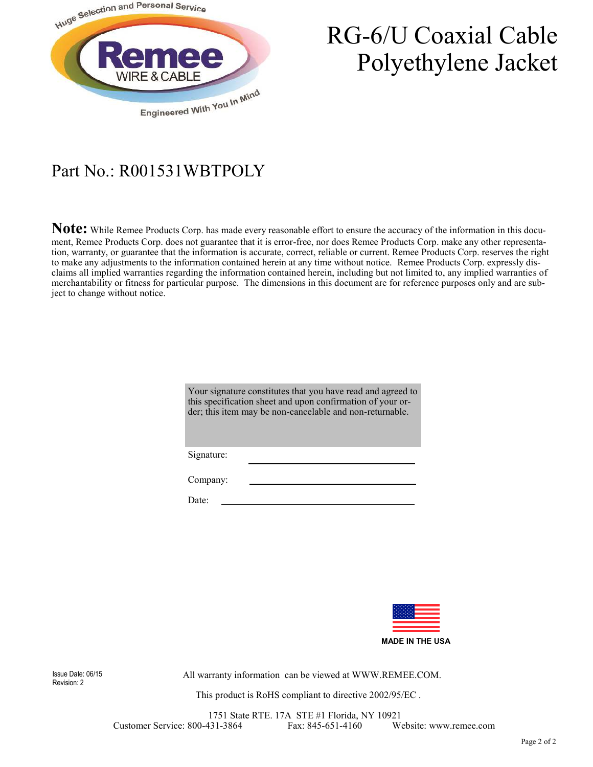Huge Selection and Personal Service

Remee WIRE & CABLE

Engineered With You In Mind

# RG-6/U Coaxial Cable Polyethylene Jacket

## Part No.: R001531WBTPOLY

**Note:** While Remee Products Corp. has made every reasonable effort to ensure the accuracy of the information in this document, Remee Products Corp. does not guarantee that it is error-free, nor does Remee Products Corp. make any other representation, warranty, or guarantee that the information is accurate, correct, reliable or current. Remee Products Corp. reserves the right to make any adjustments to the information contained herein at any time without notice. Remee Products Corp. expressly disclaims all implied warranties regarding the information contained herein, including but not limited to, any implied warranties of merchantability or fitness for particular purpose. The dimensions in this document are for reference purposes only and are subject to change without notice.

Your signature constitutes that you have read and agreed to this specification sheet and upon confirmation of your order; this item may be non-cancelable and non-returnable.

Signature: ____________________

Company: ____________________

Date: ____________________

MADE IN THE USA

Issue Date: 06/15
Revision: 2

All warranty information can be viewed at WWW.REMEE.COM.

This product is RoHS compliant to directive 2002/95/EC .

1751 State RTE. 17A STE #1 Florida, NY 10921
Customer Service: 800-431-3864 Fax: 845-651-4160 Website: www.remee.com